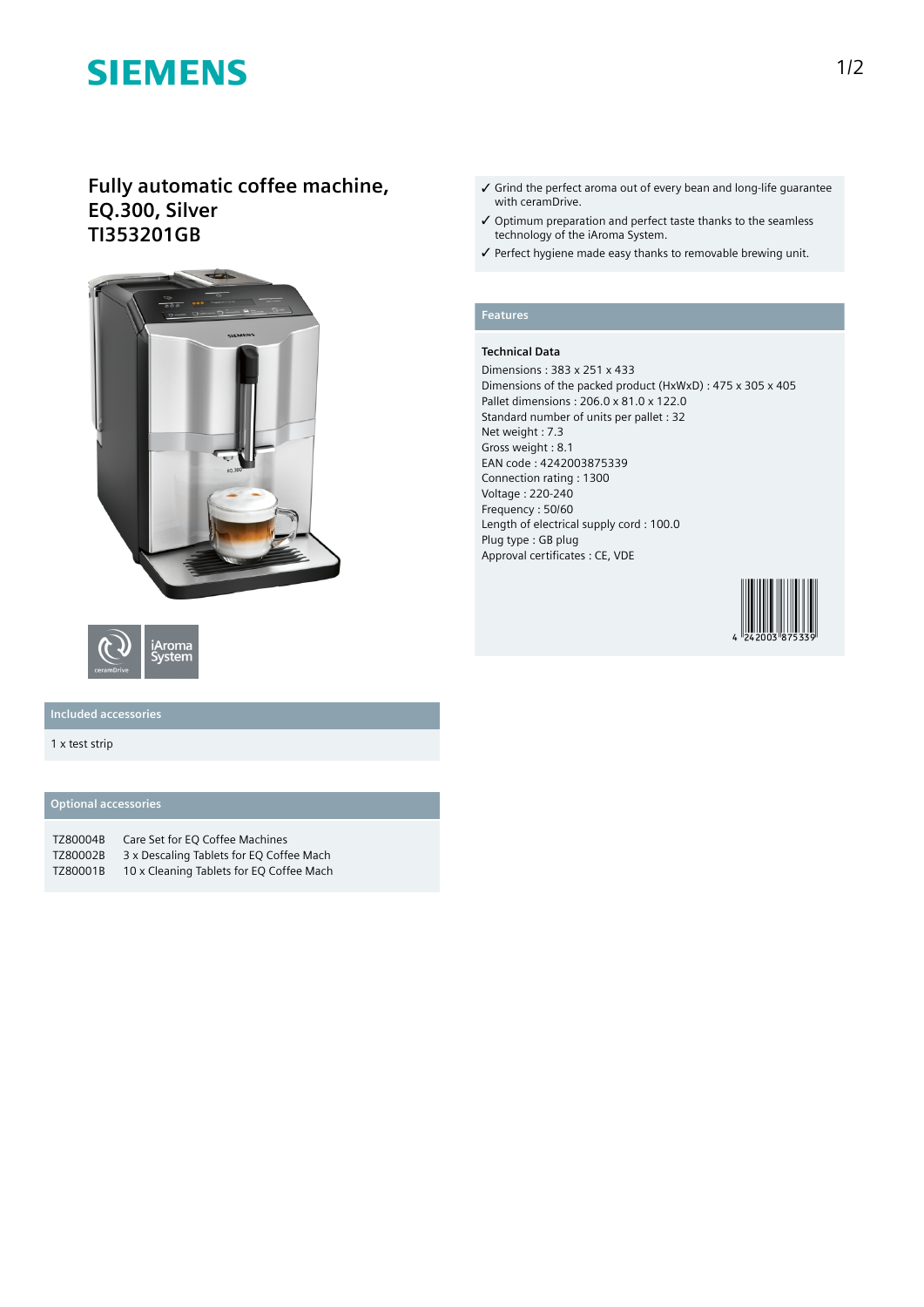# SIEMENS

## Fully automatic coffee machine, EQ.300, Silver TI353201GB

ceramDrive

iAroma System

### Included accessories

1 x test strip

### Optional accessories

| | |
|---|---|
| TZ80004B | Care Set for EQ Coffee Machines |
| TZ80002B | 3 x Descaling Tablets for EQ Coffee Mach |
| TZ80001B | 10 x Cleaning Tablets for EQ Coffee Mach |

- ✓ Grind the perfect aroma out of every bean and long-life guarantee with ceramDrive.
- ✓ Optimum preparation and perfect taste thanks to the seamless technology of the iAroma System.
- ✓ Perfect hygiene made easy thanks to removable brewing unit.

### Features

**Technical Data**

Dimensions : 383 x 251 x 433
Dimensions of the packed product (HxWxD) : 475 x 305 x 405
Pallet dimensions : 206.0 x 81.0 x 122.0
Standard number of units per pallet : 32
Net weight : 7.3
Gross weight : 8.1
EAN code : 4242003875339
Connection rating : 1300
Voltage : 220-240
Frequency : 50/60
Length of electrical supply cord : 100.0
Plug type : GB plug
Approval certificates : CE, VDE

4 242003 875339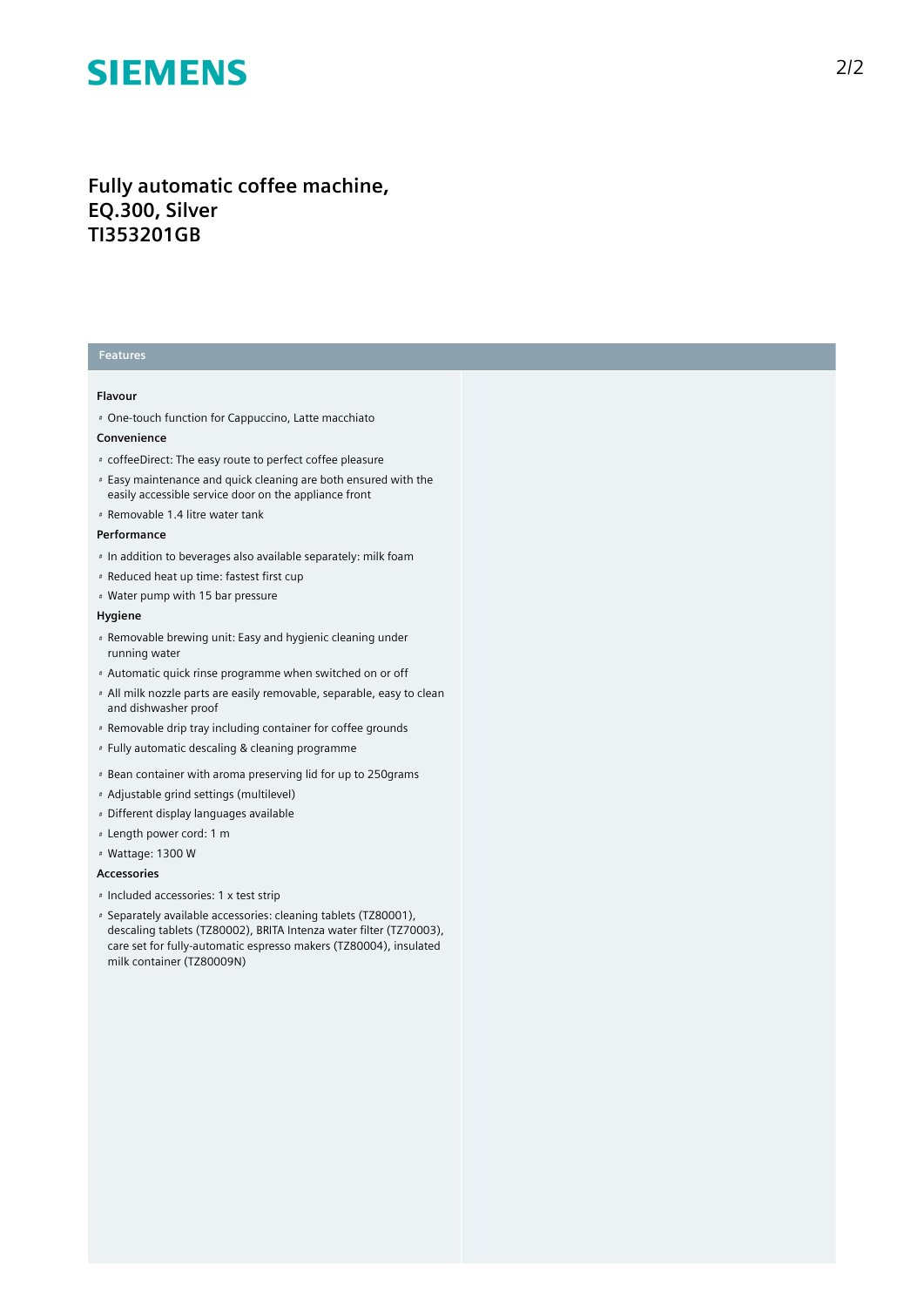# Fully automatic coffee machine, EQ.300, Silver TI353201GB

## Features

### Flavour

- One-touch function for Cappuccino, Latte macchiato

### Convenience

- coffeeDirect: The easy route to perfect coffee pleasure
- Easy maintenance and quick cleaning are both ensured with the easily accessible service door on the appliance front
- Removable 1.4 litre water tank

### Performance

- In addition to beverages also available separately: milk foam
- Reduced heat up time: fastest first cup
- Water pump with 15 bar pressure

### Hygiene

- Removable brewing unit: Easy and hygienic cleaning under running water
- Automatic quick rinse programme when switched on or off
- All milk nozzle parts are easily removable, separable, easy to clean and dishwasher proof
- Removable drip tray including container for coffee grounds
- Fully automatic descaling & cleaning programme

- Bean container with aroma preserving lid for up to 250grams
- Adjustable grind settings (multilevel)
- Different display languages available
- Length power cord: 1 m
- Wattage: 1300 W

### Accessories

- Included accessories: 1 x test strip
- Separately available accessories: cleaning tablets (TZ80001), descaling tablets (TZ80002), BRITA Intenza water filter (TZ70003), care set for fully-automatic espresso makers (TZ80004), insulated milk container (TZ80009N)